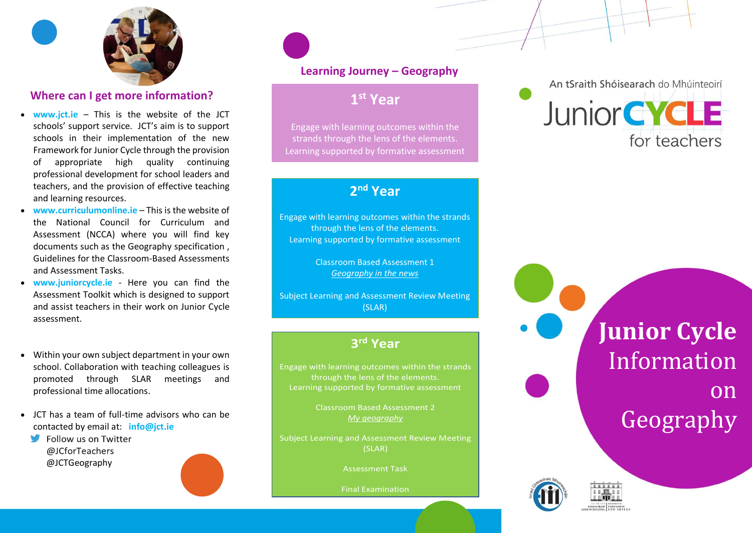## Where can I get more information?

- **www.jct.ie** – This is the website of the JCT schools' support service. JCT's aim is to support schools in their implementation of the new Framework for Junior Cycle through the provision of appropriate high quality continuing professional development for school leaders and teachers, and the provision of effective teaching and learning resources.
- **www.curriculumonline.ie** – This is the website of the National Council for Curriculum and Assessment (NCCA) where you will find key documents such as the Geography specification , Guidelines for the Classroom-Based Assessments and Assessment Tasks.
- **www.juniorcycle.ie** - Here you can find the Assessment Toolkit which is designed to support and assist teachers in their work on Junior Cycle assessment.

- Within your own subject department in your own school. Collaboration with teaching colleagues is promoted through SLAR meetings and professional time allocations.

- JCT has a team of full-time advisors who can be contacted by email at: **info@jct.ie**

Follow us on Twitter
@JCforTeachers
@JCTGeography

## Learning Journey – Geography

### 1st Year

Engage with learning outcomes within the strands through the lens of the elements.
Learning supported by formative assessment

### 2nd Year

Engage with learning outcomes within the strands through the lens of the elements.
Learning supported by formative assessment

Classroom Based Assessment 1
*Geography in the news*

Subject Learning and Assessment Review Meeting (SLAR)

### 3rd Year

Engage with learning outcomes within the strands through the lens of the elements.
Learning supported by formative assessment

Classroom Based Assessment 2
*My geography*

Subject Learning and Assessment Review Meeting (SLAR)

Assessment Task

Final Examination

An tSraith Shóisearach do Mhúinteoirí

Junior CYCLE for teachers

# Junior Cycle Information on Geography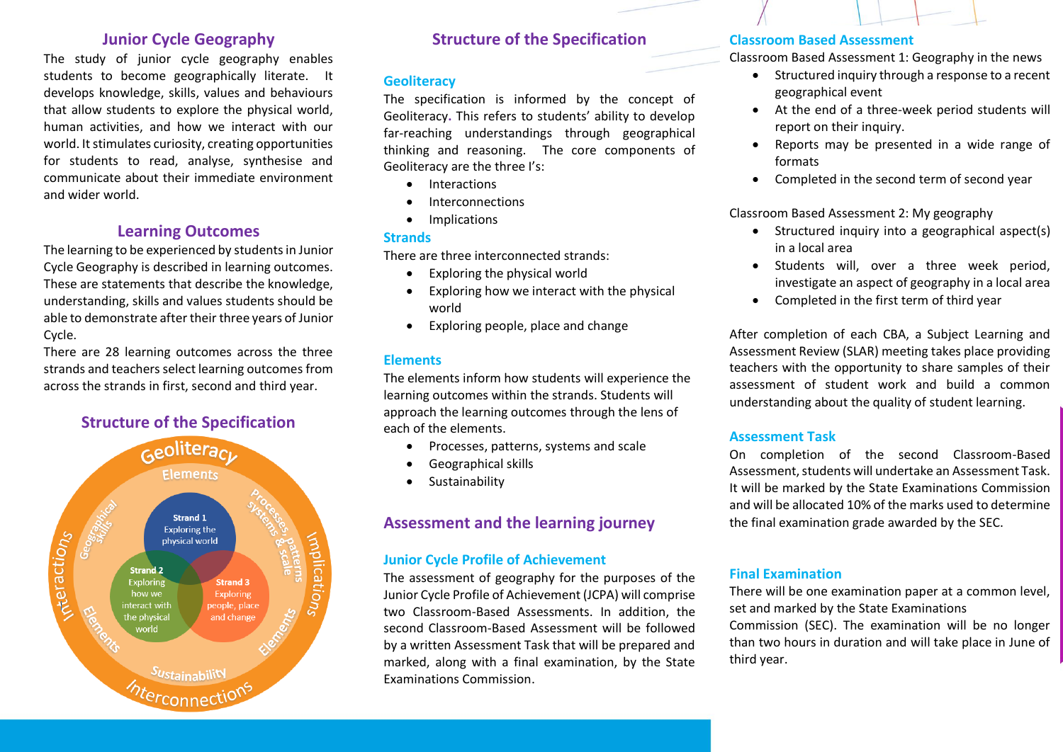## Junior Cycle Geography

The study of junior cycle geography enables students to become geographically literate. It develops knowledge, skills, values and behaviours that allow students to explore the physical world, human activities, and how we interact with our world. It stimulates curiosity, creating opportunities for students to read, analyse, synthesise and communicate about their immediate environment and wider world.

## Learning Outcomes

The learning to be experienced by students in Junior Cycle Geography is described in learning outcomes. These are statements that describe the knowledge, understanding, skills and values students should be able to demonstrate after their three years of Junior Cycle.

There are 28 learning outcomes across the three strands and teachers select learning outcomes from across the strands in first, second and third year.

## Structure of the Specification

Geoliteracy

Elements

Strand 1 Exploring the physical world

Strand 2 Exploring how we interact with the physical world

Strand 3 Exploring people, place and change

Geographical skills

Processes, patterns, systems & scale

Sustainability

Elements

Elements

Interactions

Implications

Interconnections

## Structure of the Specification

### Geoliteracy

The specification is informed by the concept of Geoliteracy. This refers to students' ability to develop far-reaching understandings through geographical thinking and reasoning. The core components of Geoliteracy are the three I's:

- Interactions
- Interconnections
- Implications

### Strands

There are three interconnected strands:

- Exploring the physical world
- Exploring how we interact with the physical world
- Exploring people, place and change

### Elements

The elements inform how students will experience the learning outcomes within the strands. Students will approach the learning outcomes through the lens of each of the elements.

- Processes, patterns, systems and scale
- Geographical skills
- Sustainability

## Assessment and the learning journey

### Junior Cycle Profile of Achievement

The assessment of geography for the purposes of the Junior Cycle Profile of Achievement (JCPA) will comprise two Classroom-Based Assessments. In addition, the second Classroom-Based Assessment will be followed by a written Assessment Task that will be prepared and marked, along with a final examination, by the State Examinations Commission.

### Classroom Based Assessment

Classroom Based Assessment 1: Geography in the news

- Structured inquiry through a response to a recent geographical event
- At the end of a three-week period students will report on their inquiry.
- Reports may be presented in a wide range of formats
- Completed in the second term of second year

Classroom Based Assessment 2: My geography

- Structured inquiry into a geographical aspect(s) in a local area
- Students will, over a three week period, investigate an aspect of geography in a local area
- Completed in the first term of third year

After completion of each CBA, a Subject Learning and Assessment Review (SLAR) meeting takes place providing teachers with the opportunity to share samples of their assessment of student work and build a common understanding about the quality of student learning.

### Assessment Task

On completion of the second Classroom-Based Assessment, students will undertake an Assessment Task. It will be marked by the State Examinations Commission and will be allocated 10% of the marks used to determine the final examination grade awarded by the SEC.

### Final Examination

There will be one examination paper at a common level, set and marked by the State Examinations Commission (SEC). The examination will be no longer than two hours in duration and will take place in June of third year.